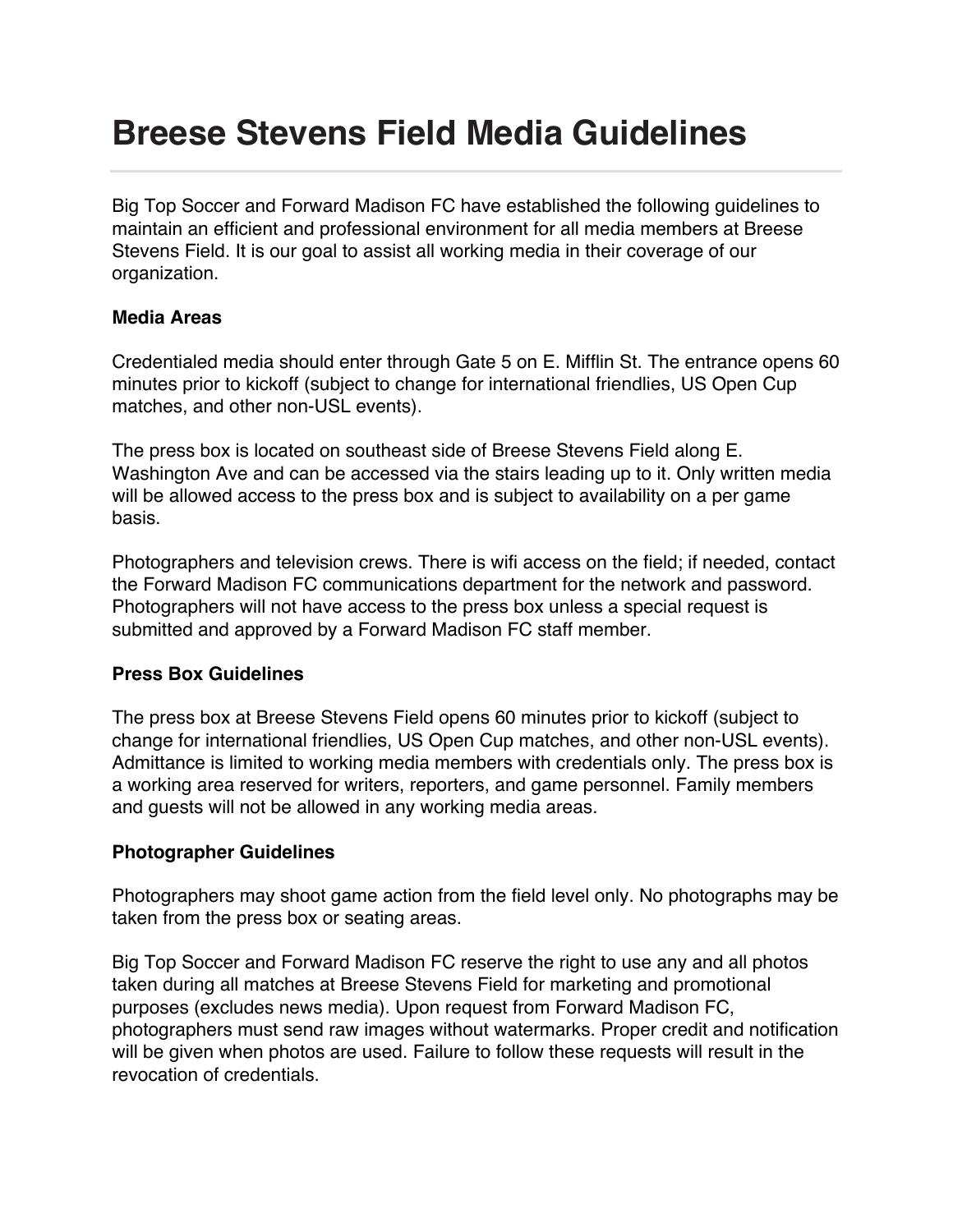# Breese Stevens Field Media Guidelines

Big Top Soccer and Forward Madison FC have established the following guidelines to maintain an efficient and professional environment for all media members at Breese Stevens Field. It is our goal to assist all working media in their coverage of our organization.

**Media Areas**

Credentialed media should enter through Gate 5 on E. Mifflin St. The entrance opens 60 minutes prior to kickoff (subject to change for international friendlies, US Open Cup matches, and other non-USL events).

The press box is located on southeast side of Breese Stevens Field along E. Washington Ave and can be accessed via the stairs leading up to it. Only written media will be allowed access to the press box and is subject to availability on a per game basis.

Photographers and television crews. There is wifi access on the field; if needed, contact the Forward Madison FC communications department for the network and password. Photographers will not have access to the press box unless a special request is submitted and approved by a Forward Madison FC staff member.

**Press Box Guidelines**

The press box at Breese Stevens Field opens 60 minutes prior to kickoff (subject to change for international friendlies, US Open Cup matches, and other non-USL events). Admittance is limited to working media members with credentials only. The press box is a working area reserved for writers, reporters, and game personnel. Family members and guests will not be allowed in any working media areas.

**Photographer Guidelines**

Photographers may shoot game action from the field level only. No photographs may be taken from the press box or seating areas.

Big Top Soccer and Forward Madison FC reserve the right to use any and all photos taken during all matches at Breese Stevens Field for marketing and promotional purposes (excludes news media). Upon request from Forward Madison FC, photographers must send raw images without watermarks. Proper credit and notification will be given when photos are used. Failure to follow these requests will result in the revocation of credentials.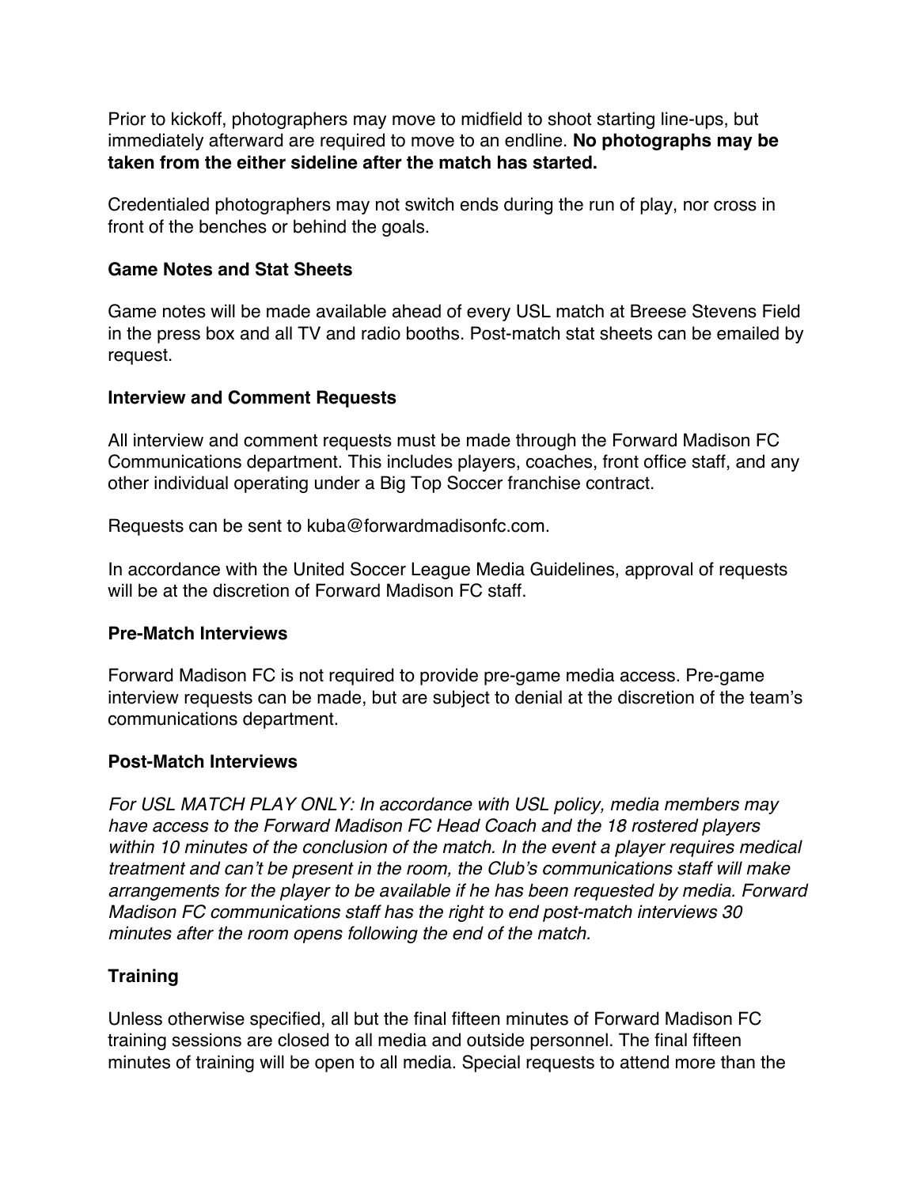Prior to kickoff, photographers may move to midfield to shoot starting line-ups, but immediately afterward are required to move to an endline. **No photographs may be taken from the either sideline after the match has started.**

Credentialed photographers may not switch ends during the run of play, nor cross in front of the benches or behind the goals.

### Game Notes and Stat Sheets

Game notes will be made available ahead of every USL match at Breese Stevens Field in the press box and all TV and radio booths. Post-match stat sheets can be emailed by request.

### Interview and Comment Requests

All interview and comment requests must be made through the Forward Madison FC Communications department. This includes players, coaches, front office staff, and any other individual operating under a Big Top Soccer franchise contract.

Requests can be sent to kuba@forwardmadisonfc.com.

In accordance with the United Soccer League Media Guidelines, approval of requests will be at the discretion of Forward Madison FC staff.

### Pre-Match Interviews

Forward Madison FC is not required to provide pre-game media access. Pre-game interview requests can be made, but are subject to denial at the discretion of the team's communications department.

### Post-Match Interviews

*For USL MATCH PLAY ONLY: In accordance with USL policy, media members may have access to the Forward Madison FC Head Coach and the 18 rostered players within 10 minutes of the conclusion of the match. In the event a player requires medical treatment and can't be present in the room, the Club's communications staff will make arrangements for the player to be available if he has been requested by media. Forward Madison FC communications staff has the right to end post-match interviews 30 minutes after the room opens following the end of the match.*

### Training

Unless otherwise specified, all but the final fifteen minutes of Forward Madison FC training sessions are closed to all media and outside personnel. The final fifteen minutes of training will be open to all media. Special requests to attend more than the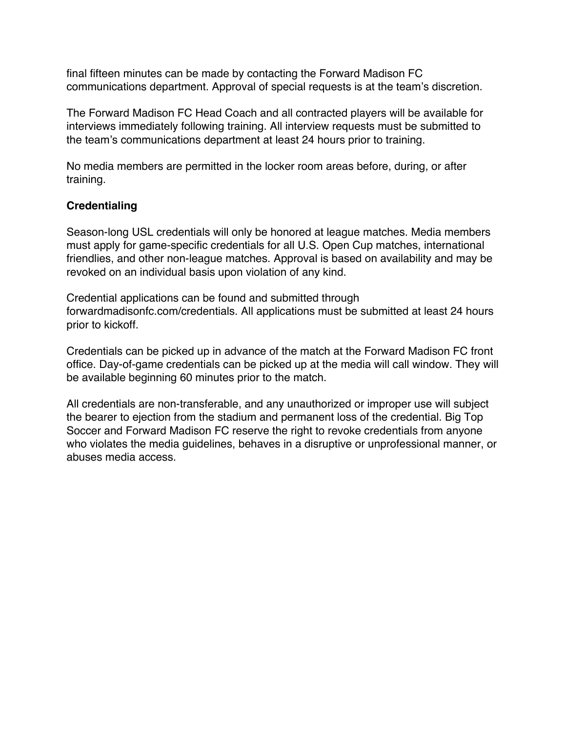final fifteen minutes can be made by contacting the Forward Madison FC communications department. Approval of special requests is at the team's discretion.

The Forward Madison FC Head Coach and all contracted players will be available for interviews immediately following training. All interview requests must be submitted to the team's communications department at least 24 hours prior to training.

No media members are permitted in the locker room areas before, during, or after training.

**Credentialing**

Season-long USL credentials will only be honored at league matches. Media members must apply for game-specific credentials for all U.S. Open Cup matches, international friendlies, and other non-league matches. Approval is based on availability and may be revoked on an individual basis upon violation of any kind.

Credential applications can be found and submitted through forwardmadisonfc.com/credentials. All applications must be submitted at least 24 hours prior to kickoff.

Credentials can be picked up in advance of the match at the Forward Madison FC front office. Day-of-game credentials can be picked up at the media will call window. They will be available beginning 60 minutes prior to the match.

All credentials are non-transferable, and any unauthorized or improper use will subject the bearer to ejection from the stadium and permanent loss of the credential. Big Top Soccer and Forward Madison FC reserve the right to revoke credentials from anyone who violates the media guidelines, behaves in a disruptive or unprofessional manner, or abuses media access.